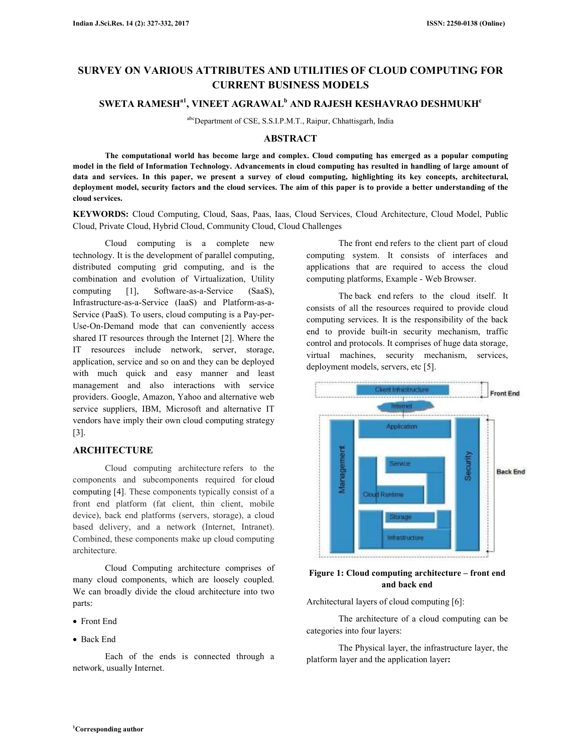# SURVEY ON VARIOUS ATTRIBUTES AND UTILITIES OF CLOUD COMPUTING FOR CURRENT BUSINESS MODELS

**SWETA RAMESH[a1], VINEET AGRAWAL[b] AND RAJESH KESHAVRAO DESHMUKH[c]**

[abc]Department of CSE, S.S.I.P.M.T., Raipur, Chhattisgarh, India

## ABSTRACT

**The computational world has become large and complex. Cloud computing has emerged as a popular computing model in the field of Information Technology. Advancements in cloud computing has resulted in handling of large amount of data and services. In this paper, we present a survey of cloud computing, highlighting its key concepts, architectural, deployment model, security factors and the cloud services. The aim of this paper is to provide a better understanding of the cloud services.**

**KEYWORDS:** Cloud Computing, Cloud, Saas, Paas, Iaas, Cloud Services, Cloud Architecture, Cloud Model, Public Cloud, Private Cloud, Hybrid Cloud, Community Cloud, Cloud Challenges

Cloud computing is a complete new technology. It is the development of parallel computing, distributed computing grid computing, and is the combination and evolution of Virtualization, Utility computing [1], Software-as-a-Service (SaaS), Infrastructure-as-a-Service (IaaS) and Platform-as-a-Service (PaaS). To users, cloud computing is a Pay-per-Use-On-Demand mode that can conveniently access shared IT resources through the Internet [2]. Where the IT resources include network, server, storage, application, service and so on and they can be deployed with much quick and easy manner and least management and also interactions with service providers. Google, Amazon, Yahoo and alternative web service suppliers, IBM, Microsoft and alternative IT vendors have imply their own cloud computing strategy [3].

## ARCHITECTURE

Cloud computing architecture refers to the components and subcomponents required for cloud computing [4]. These components typically consist of a front end platform (fat client, thin client, mobile device), back end platforms (servers, storage), a cloud based delivery, and a network (Internet, Intranet). Combined, these components make up cloud computing architecture.

Cloud Computing architecture comprises of many cloud components, which are loosely coupled. We can broadly divide the cloud architecture into two parts:

- Front End
- Back End

Each of the ends is connected through a network, usually Internet.

The front end refers to the client part of cloud computing system. It consists of interfaces and applications that are required to access the cloud computing platforms, Example - Web Browser.

The back end refers to the cloud itself. It consists of all the resources required to provide cloud computing services. It is the responsibility of the back end to provide built-in security mechanism, traffic control and protocols. It comprises of huge data storage, virtual machines, security mechanism, services, deployment models, servers, etc [5].

**Figure 1: Cloud computing architecture – front end and back end**

Architectural layers of cloud computing [6]:

The architecture of a cloud computing can be categories into four layers:

The Physical layer, the infrastructure layer, the platform layer and the application layer**:**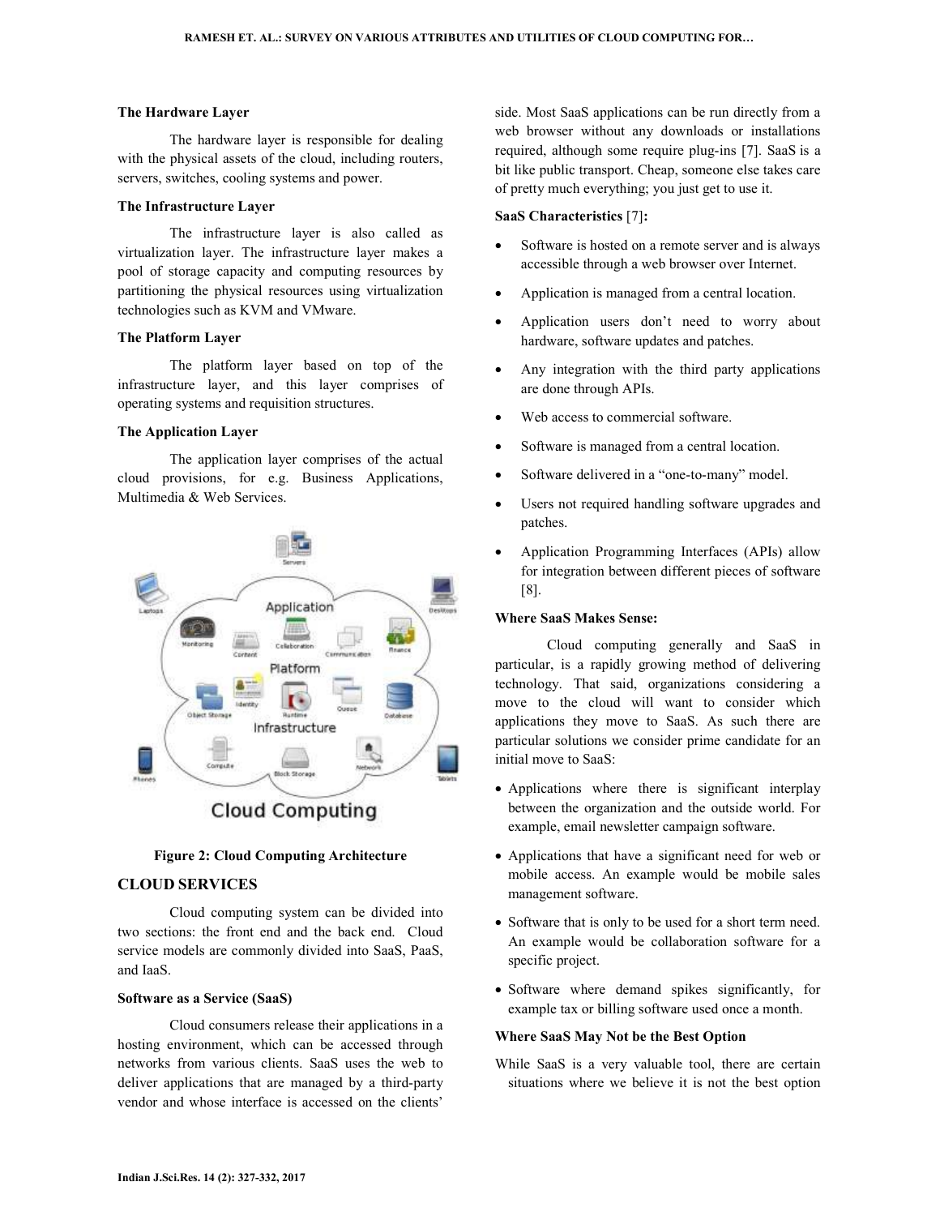### The Hardware Layer

The hardware layer is responsible for dealing with the physical assets of the cloud, including routers, servers, switches, cooling systems and power.

### The Infrastructure Layer

The infrastructure layer is also called as virtualization layer. The infrastructure layer makes a pool of storage capacity and computing resources by partitioning the physical resources using virtualization technologies such as KVM and VMware.

### The Platform Layer

The platform layer based on top of the infrastructure layer, and this layer comprises of operating systems and requisition structures.

### The Application Layer

The application layer comprises of the actual cloud provisions, for e.g. Business Applications, Multimedia & Web Services.

**Figure 2: Cloud Computing Architecture**

## CLOUD SERVICES

Cloud computing system can be divided into two sections: the front end and the back end. Cloud service models are commonly divided into SaaS, PaaS, and IaaS.

### Software as a Service (SaaS)

Cloud consumers release their applications in a hosting environment, which can be accessed through networks from various clients. SaaS uses the web to deliver applications that are managed by a third-party vendor and whose interface is accessed on the clients' side. Most SaaS applications can be run directly from a web browser without any downloads or installations required, although some require plug-ins [7]. SaaS is a bit like public transport. Cheap, someone else takes care of pretty much everything; you just get to use it.

**SaaS Characteristics** [7]**:**

- Software is hosted on a remote server and is always accessible through a web browser over Internet.
- Application is managed from a central location.
- Application users don't need to worry about hardware, software updates and patches.
- Any integration with the third party applications are done through APIs.
- Web access to commercial software.
- Software is managed from a central location.
- Software delivered in a "one-to-many" model.
- Users not required handling software upgrades and patches.
- Application Programming Interfaces (APIs) allow for integration between different pieces of software [8].

### Where SaaS Makes Sense:

Cloud computing generally and SaaS in particular, is a rapidly growing method of delivering technology. That said, organizations considering a move to the cloud will want to consider which applications they move to SaaS. As such there are particular solutions we consider prime candidate for an initial move to SaaS:

- Applications where there is significant interplay between the organization and the outside world. For example, email newsletter campaign software.
- Applications that have a significant need for web or mobile access. An example would be mobile sales management software.
- Software that is only to be used for a short term need. An example would be collaboration software for a specific project.
- Software where demand spikes significantly, for example tax or billing software used once a month.

### Where SaaS May Not be the Best Option

While SaaS is a very valuable tool, there are certain situations where we believe it is not the best option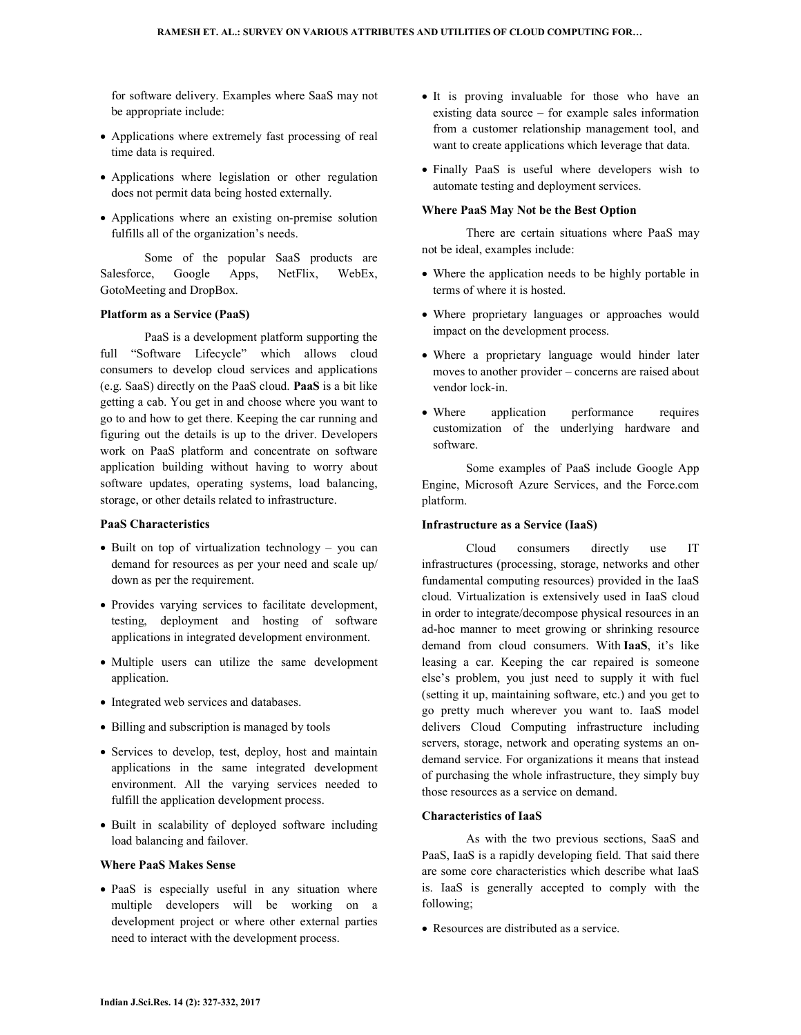for software delivery. Examples where SaaS may not be appropriate include:

- Applications where extremely fast processing of real time data is required.
- Applications where legislation or other regulation does not permit data being hosted externally.
- Applications where an existing on-premise solution fulfills all of the organization's needs.

Some of the popular SaaS products are Salesforce, Google Apps, NetFlix, WebEx, GotoMeeting and DropBox.

### Platform as a Service (PaaS)

PaaS is a development platform supporting the full "Software Lifecycle" which allows cloud consumers to develop cloud services and applications (e.g. SaaS) directly on the PaaS cloud. **PaaS** is a bit like getting a cab. You get in and choose where you want to go to and how to get there. Keeping the car running and figuring out the details is up to the driver. Developers work on PaaS platform and concentrate on software application building without having to worry about software updates, operating systems, load balancing, storage, or other details related to infrastructure.

### PaaS Characteristics

- Built on top of virtualization technology – you can demand for resources as per your need and scale up/ down as per the requirement.
- Provides varying services to facilitate development, testing, deployment and hosting of software applications in integrated development environment.
- Multiple users can utilize the same development application.
- Integrated web services and databases.
- Billing and subscription is managed by tools
- Services to develop, test, deploy, host and maintain applications in the same integrated development environment. All the varying services needed to fulfill the application development process.
- Built in scalability of deployed software including load balancing and failover.

### Where PaaS Makes Sense

- PaaS is especially useful in any situation where multiple developers will be working on a development project or where other external parties need to interact with the development process.
- It is proving invaluable for those who have an existing data source – for example sales information from a customer relationship management tool, and want to create applications which leverage that data.
- Finally PaaS is useful where developers wish to automate testing and deployment services.

### Where PaaS May Not be the Best Option

There are certain situations where PaaS may not be ideal, examples include:

- Where the application needs to be highly portable in terms of where it is hosted.
- Where proprietary languages or approaches would impact on the development process.
- Where a proprietary language would hinder later moves to another provider – concerns are raised about vendor lock-in.
- Where application performance requires customization of the underlying hardware and software.

Some examples of PaaS include Google App Engine, Microsoft Azure Services, and the Force.com platform.

### Infrastructure as a Service (IaaS)

Cloud consumers directly use IT infrastructures (processing, storage, networks and other fundamental computing resources) provided in the IaaS cloud. Virtualization is extensively used in IaaS cloud in order to integrate/decompose physical resources in an ad-hoc manner to meet growing or shrinking resource demand from cloud consumers. With **IaaS**, it's like leasing a car. Keeping the car repaired is someone else's problem, you just need to supply it with fuel (setting it up, maintaining software, etc.) and you get to go pretty much wherever you want to. IaaS model delivers Cloud Computing infrastructure including servers, storage, network and operating systems an on-demand service. For organizations it means that instead of purchasing the whole infrastructure, they simply buy those resources as a service on demand.

### Characteristics of IaaS

As with the two previous sections, SaaS and PaaS, IaaS is a rapidly developing field. That said there are some core characteristics which describe what IaaS is. IaaS is generally accepted to comply with the following;

- Resources are distributed as a service.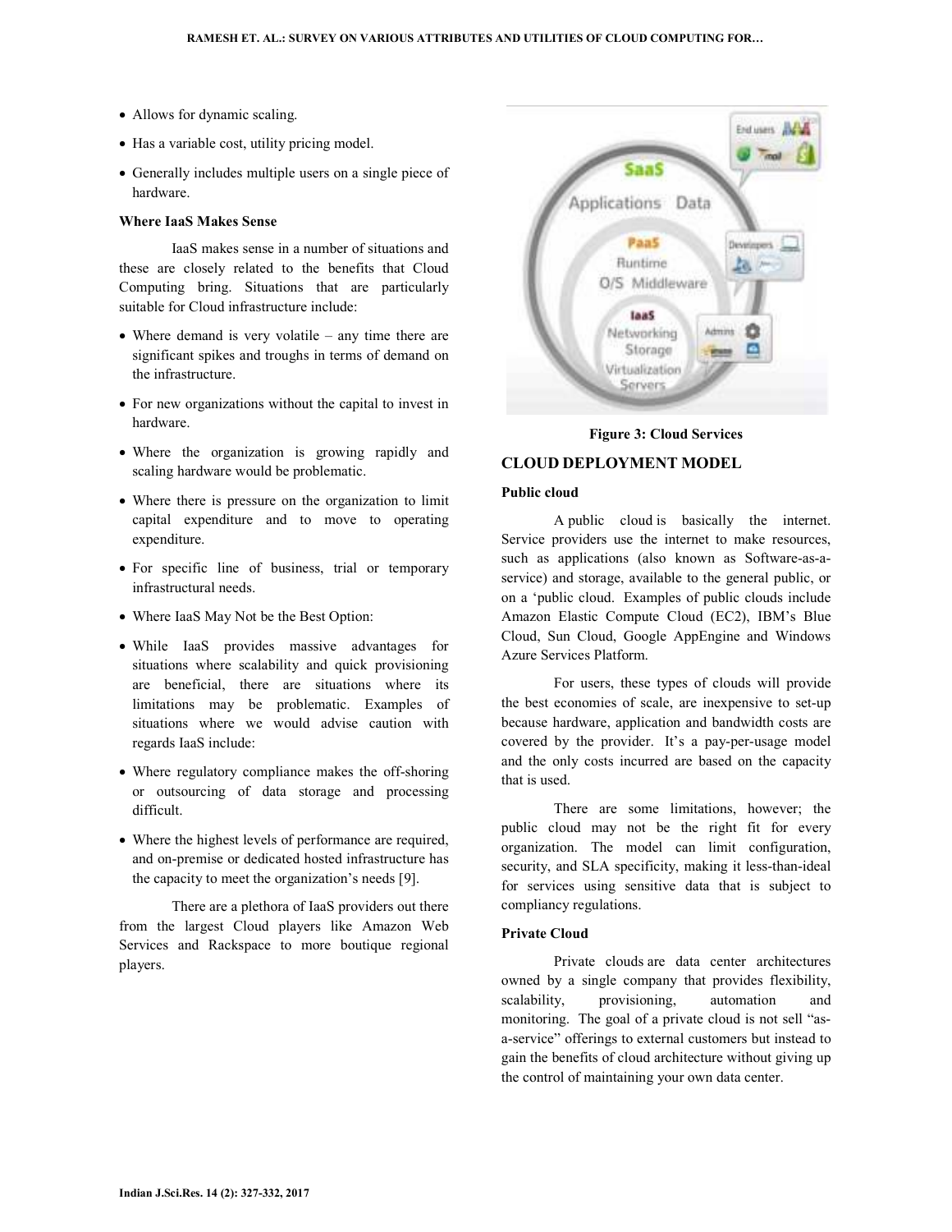- Allows for dynamic scaling.
- Has a variable cost, utility pricing model.
- Generally includes multiple users on a single piece of hardware.

**Where IaaS Makes Sense**

IaaS makes sense in a number of situations and these are closely related to the benefits that Cloud Computing bring. Situations that are particularly suitable for Cloud infrastructure include:

- Where demand is very volatile – any time there are significant spikes and troughs in terms of demand on the infrastructure.
- For new organizations without the capital to invest in hardware.
- Where the organization is growing rapidly and scaling hardware would be problematic.
- Where there is pressure on the organization to limit capital expenditure and to move to operating expenditure.
- For specific line of business, trial or temporary infrastructural needs.
- Where IaaS May Not be the Best Option:
- While IaaS provides massive advantages for situations where scalability and quick provisioning are beneficial, there are situations where its limitations may be problematic. Examples of situations where we would advise caution with regards IaaS include:
- Where regulatory compliance makes the off-shoring or outsourcing of data storage and processing difficult.
- Where the highest levels of performance are required, and on-premise or dedicated hosted infrastructure has the capacity to meet the organization's needs [9].

There are a plethora of IaaS providers out there from the largest Cloud players like Amazon Web Services and Rackspace to more boutique regional players.

**Figure 3: Cloud Services**

## CLOUD DEPLOYMENT MODEL

**Public cloud**

A public cloud is basically the internet. Service providers use the internet to make resources, such as applications (also known as Software-as-a-service) and storage, available to the general public, or on a 'public cloud. Examples of public clouds include Amazon Elastic Compute Cloud (EC2), IBM's Blue Cloud, Sun Cloud, Google AppEngine and Windows Azure Services Platform.

For users, these types of clouds will provide the best economies of scale, are inexpensive to set-up because hardware, application and bandwidth costs are covered by the provider. It's a pay-per-usage model and the only costs incurred are based on the capacity that is used.

There are some limitations, however; the public cloud may not be the right fit for every organization. The model can limit configuration, security, and SLA specificity, making it less-than-ideal for services using sensitive data that is subject to compliancy regulations.

**Private Cloud**

Private clouds are data center architectures owned by a single company that provides flexibility, scalability, provisioning, automation and monitoring. The goal of a private cloud is not sell "as-a-service" offerings to external customers but instead to gain the benefits of cloud architecture without giving up the control of maintaining your own data center.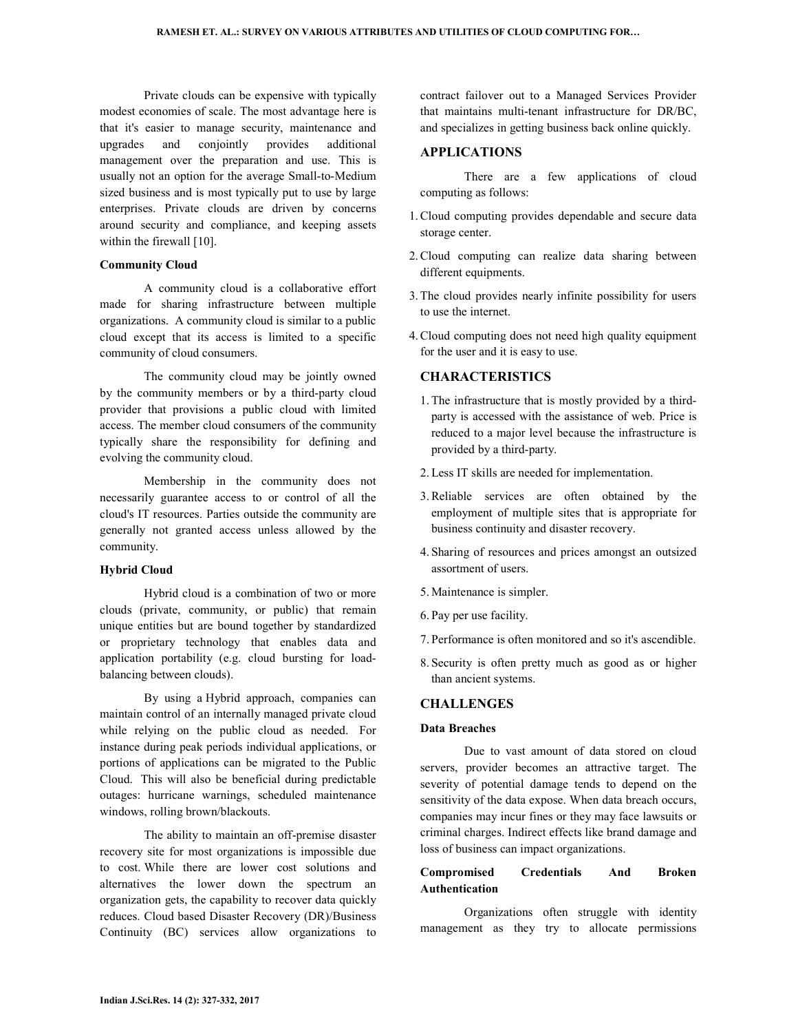Private clouds can be expensive with typically modest economies of scale. The most advantage here is that it's easier to manage security, maintenance and upgrades and conjointly provides additional management over the preparation and use. This is usually not an option for the average Small-to-Medium sized business and is most typically put to use by large enterprises. Private clouds are driven by concerns around security and compliance, and keeping assets within the firewall [10].

### Community Cloud

A community cloud is a collaborative effort made for sharing infrastructure between multiple organizations. A community cloud is similar to a public cloud except that its access is limited to a specific community of cloud consumers.

The community cloud may be jointly owned by the community members or by a third-party cloud provider that provisions a public cloud with limited access. The member cloud consumers of the community typically share the responsibility for defining and evolving the community cloud.

Membership in the community does not necessarily guarantee access to or control of all the cloud's IT resources. Parties outside the community are generally not granted access unless allowed by the community.

### Hybrid Cloud

Hybrid cloud is a combination of two or more clouds (private, community, or public) that remain unique entities but are bound together by standardized or proprietary technology that enables data and application portability (e.g. cloud bursting for load-balancing between clouds).

By using a Hybrid approach, companies can maintain control of an internally managed private cloud while relying on the public cloud as needed. For instance during peak periods individual applications, or portions of applications can be migrated to the Public Cloud. This will also be beneficial during predictable outages: hurricane warnings, scheduled maintenance windows, rolling brown/blackouts.

The ability to maintain an off-premise disaster recovery site for most organizations is impossible due to cost. While there are lower cost solutions and alternatives the lower down the spectrum an organization gets, the capability to recover data quickly reduces. Cloud based Disaster Recovery (DR)/Business Continuity (BC) services allow organizations to contract failover out to a Managed Services Provider that maintains multi-tenant infrastructure for DR/BC, and specializes in getting business back online quickly.

## APPLICATIONS

There are a few applications of cloud computing as follows:

1. Cloud computing provides dependable and secure data storage center.
2. Cloud computing can realize data sharing between different equipments.
3. The cloud provides nearly infinite possibility for users to use the internet.
4. Cloud computing does not need high quality equipment for the user and it is easy to use.

## CHARACTERISTICS

1. The infrastructure that is mostly provided by a third-party is accessed with the assistance of web. Price is reduced to a major level because the infrastructure is provided by a third-party.
2. Less IT skills are needed for implementation.
3. Reliable services are often obtained by the employment of multiple sites that is appropriate for business continuity and disaster recovery.
4. Sharing of resources and prices amongst an outsized assortment of users.
5. Maintenance is simpler.
6. Pay per use facility.
7. Performance is often monitored and so it's ascendible.
8. Security is often pretty much as good as or higher than ancient systems.

## CHALLENGES

### Data Breaches

Due to vast amount of data stored on cloud servers, provider becomes an attractive target. The severity of potential damage tends to depend on the sensitivity of the data expose. When data breach occurs, companies may incur fines or they may face lawsuits or criminal charges. Indirect effects like brand damage and loss of business can impact organizations.

### Compromised Credentials And Broken Authentication

Organizations often struggle with identity management as they try to allocate permissions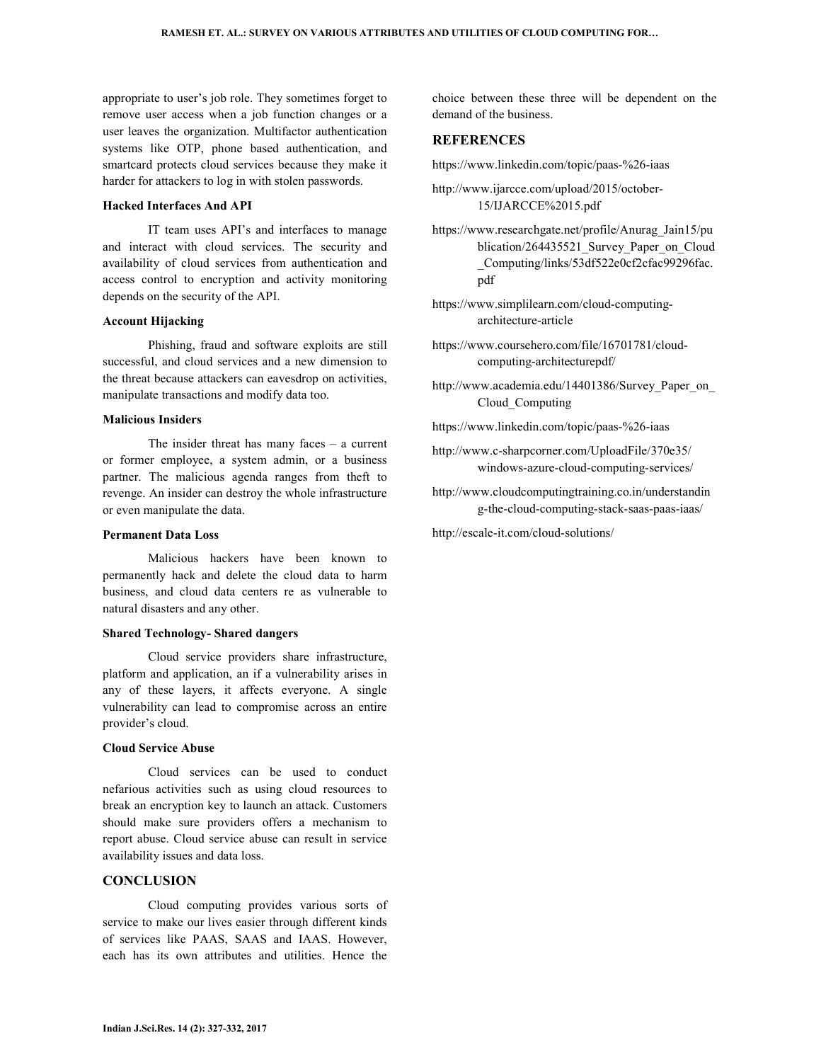appropriate to user's job role. They sometimes forget to remove user access when a job function changes or a user leaves the organization. Multifactor authentication systems like OTP, phone based authentication, and smartcard protects cloud services because they make it harder for attackers to log in with stolen passwords.

### Hacked Interfaces And API

IT team uses API's and interfaces to manage and interact with cloud services. The security and availability of cloud services from authentication and access control to encryption and activity monitoring depends on the security of the API.

### Account Hijacking

Phishing, fraud and software exploits are still successful, and cloud services and a new dimension to the threat because attackers can eavesdrop on activities, manipulate transactions and modify data too.

### Malicious Insiders

The insider threat has many faces – a current or former employee, a system admin, or a business partner. The malicious agenda ranges from theft to revenge. An insider can destroy the whole infrastructure or even manipulate the data.

### Permanent Data Loss

Malicious hackers have been known to permanently hack and delete the cloud data to harm business, and cloud data centers re as vulnerable to natural disasters and any other.

### Shared Technology- Shared dangers

Cloud service providers share infrastructure, platform and application, an if a vulnerability arises in any of these layers, it affects everyone. A single vulnerability can lead to compromise across an entire provider's cloud.

### Cloud Service Abuse

Cloud services can be used to conduct nefarious activities such as using cloud resources to break an encryption key to launch an attack. Customers should make sure providers offers a mechanism to report abuse. Cloud service abuse can result in service availability issues and data loss.

## CONCLUSION

Cloud computing provides various sorts of service to make our lives easier through different kinds of services like PAAS, SAAS and IAAS. However, each has its own attributes and utilities. Hence the choice between these three will be dependent on the demand of the business.

## REFERENCES

https://www.linkedin.com/topic/paas-%26-iaas

http://www.ijarcce.com/upload/2015/october-15/IJARCCE%2015.pdf

https://www.researchgate.net/profile/Anurag_Jain15/publication/264435521_Survey_Paper_on_Cloud_Computing/links/53df522e0cf2cfac99296fac.pdf

https://www.simplilearn.com/cloud-computing-architecture-article

https://www.coursehero.com/file/16701781/cloud-computing-architecturepdf/

http://www.academia.edu/14401386/Survey_Paper_on_Cloud_Computing

https://www.linkedin.com/topic/paas-%26-iaas

http://www.c-sharpcorner.com/UploadFile/370e35/windows-azure-cloud-computing-services/

http://www.cloudcomputingtraining.co.in/understanding-the-cloud-computing-stack-saas-paas-iaas/

http://escale-it.com/cloud-solutions/